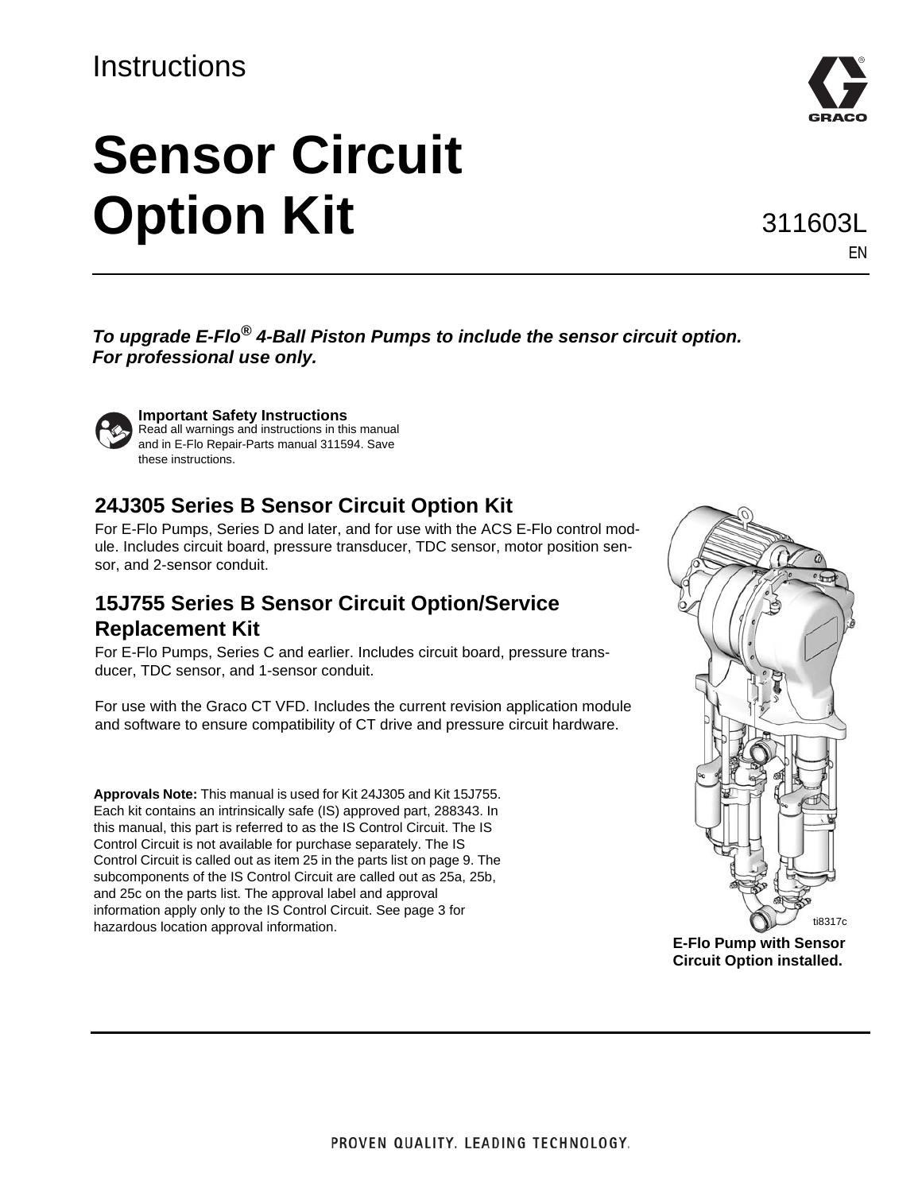Instructions

# Sensor Circuit Option Kit

311603L

EN

***To upgrade E-Flo® 4-Ball Piston Pumps to include the sensor circuit option. For professional use only.***

**Important Safety Instructions**
Read all warnings and instructions in this manual and in E-Flo Repair-Parts manual 311594. Save these instructions.

## 24J305 Series B Sensor Circuit Option Kit

For E-Flo Pumps, Series D and later, and for use with the ACS E-Flo control module. Includes circuit board, pressure transducer, TDC sensor, motor position sensor, and 2-sensor conduit.

## 15J755 Series B Sensor Circuit Option/Service Replacement Kit

For E-Flo Pumps, Series C and earlier. Includes circuit board, pressure transducer, TDC sensor, and 1-sensor conduit.

For use with the Graco CT VFD. Includes the current revision application module and software to ensure compatibility of CT drive and pressure circuit hardware.

**Approvals Note:** This manual is used for Kit 24J305 and Kit 15J755. Each kit contains an intrinsically safe (IS) approved part, 288343. In this manual, this part is referred to as the IS Control Circuit. The IS Control Circuit is not available for purchase separately. The IS Control Circuit is called out as item 25 in the parts list on page 9. The subcomponents of the IS Control Circuit are called out as 25a, 25b, and 25c on the parts list. The approval label and approval information apply only to the IS Control Circuit. See page 3 for hazardous location approval information.

ti8317c

**E-Flo Pump with Sensor Circuit Option installed.**

PROVEN QUALITY. LEADING TECHNOLOGY.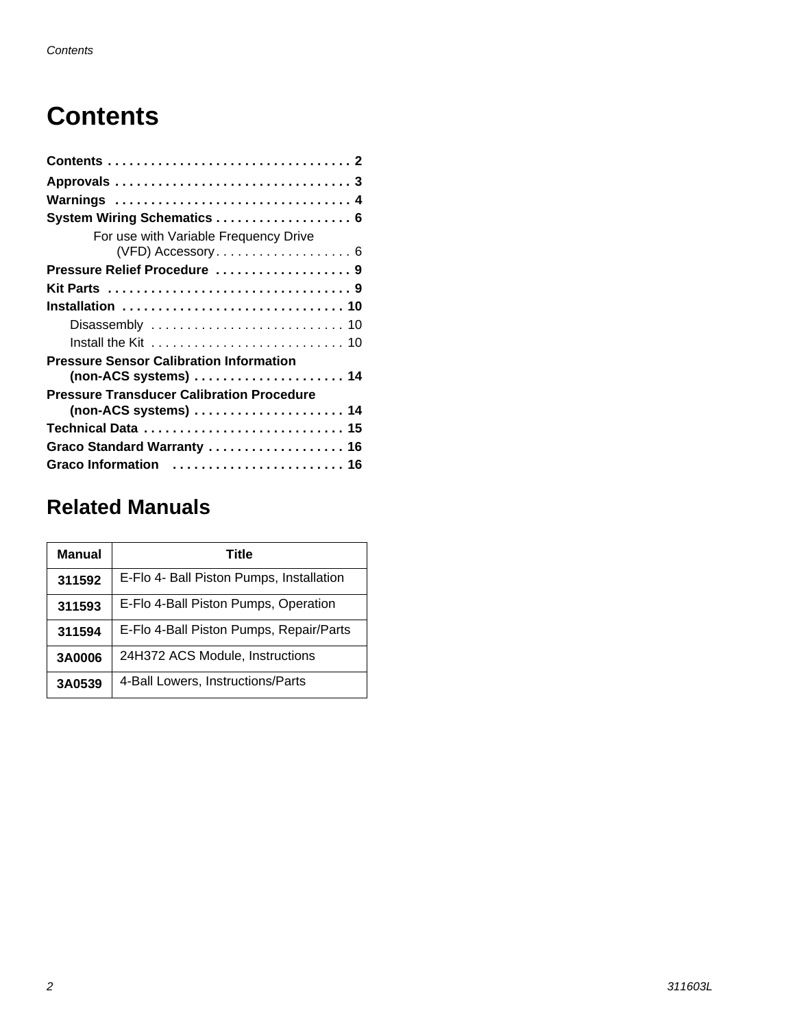# Contents

**Contents** . . . . . . . . . . . . . . . . . . . . . . . . . . . . . . . . . . 2
**Approvals** . . . . . . . . . . . . . . . . . . . . . . . . . . . . . . . . . 3
**Warnings** . . . . . . . . . . . . . . . . . . . . . . . . . . . . . . . . . 4
**System Wiring Schematics** . . . . . . . . . . . . . . . . . . . 6
For use with Variable Frequency Drive (VFD) Accessory . . . . . . . . . . . . . . . . . . . 6
**Pressure Relief Procedure** . . . . . . . . . . . . . . . . . . . 9
**Kit Parts** . . . . . . . . . . . . . . . . . . . . . . . . . . . . . . . . . . 9
**Installation** . . . . . . . . . . . . . . . . . . . . . . . . . . . . . . . 10
Disassembly . . . . . . . . . . . . . . . . . . . . . . . . . . . 10
Install the Kit . . . . . . . . . . . . . . . . . . . . . . . . . . . 10
**Pressure Sensor Calibration Information (non-ACS systems)** . . . . . . . . . . . . . . . . . . . . . 14
**Pressure Transducer Calibration Procedure (non-ACS systems)** . . . . . . . . . . . . . . . . . . . . . 14
**Technical Data** . . . . . . . . . . . . . . . . . . . . . . . . . . . . 15
**Graco Standard Warranty** . . . . . . . . . . . . . . . . . . . 16
**Graco Information** . . . . . . . . . . . . . . . . . . . . . . . . 16

## Related Manuals

| Manual | Title |
|---|---|
| **311592** | E-Flo 4- Ball Piston Pumps, Installation |
| **311593** | E-Flo 4-Ball Piston Pumps, Operation |
| **311594** | E-Flo 4-Ball Piston Pumps, Repair/Parts |
| **3A0006** | 24H372 ACS Module, Instructions |
| **3A0539** | 4-Ball Lowers, Instructions/Parts |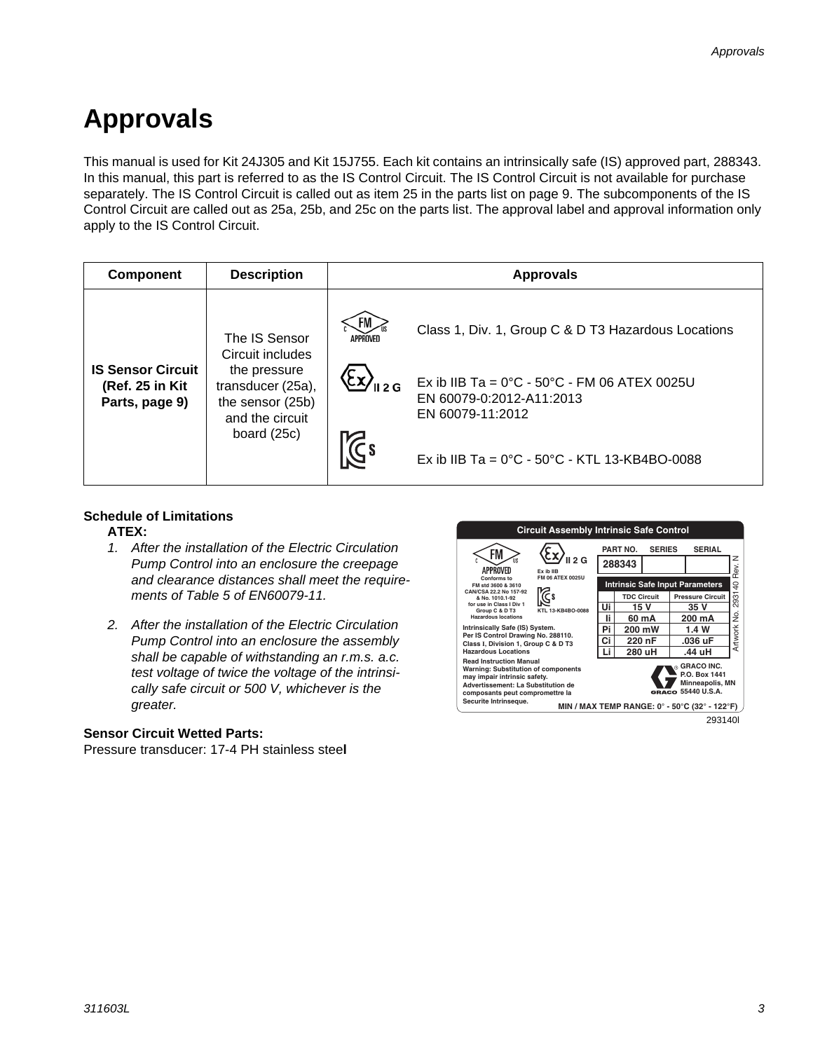# Approvals

This manual is used for Kit 24J305 and Kit 15J755. Each kit contains an intrinsically safe (IS) approved part, 288343. In this manual, this part is referred to as the IS Control Circuit. The IS Control Circuit is not available for purchase separately. The IS Control Circuit is called out as item 25 in the parts list on page 9. The subcomponents of the IS Control Circuit are called out as 25a, 25b, and 25c on the parts list. The approval label and approval information only apply to the IS Control Circuit.

| Component | Description | Approvals |
|---|---|---|
| **IS Sensor Circuit (Ref. 25 in Kit Parts, page 9)** | The IS Sensor Circuit includes the pressure transducer (25a), the sensor (25b) and the circuit board (25c) | FM APPROVED: Class 1, Div. 1, Group C & D T3 Hazardous Locations<br>Ex II 2 G: Ex ib IIB Ta = 0°C - 50°C - FM 06 ATEX 0025U<br>EN 60079-0:2012-A11:2013<br>EN 60079-11:2012<br>KCs: Ex ib IIB Ta = 0°C - 50°C - KTL 13-KB4BO-0088 |

**Schedule of Limitations**

**ATEX:**

1. *After the installation of the Electric Circulation Pump Control into an enclosure the creepage and clearance distances shall meet the requirements of Table 5 of EN60079-11.*
2. *After the installation of the Electric Circulation Pump Control into an enclosure the assembly shall be capable of withstanding an r.m.s. a.c. test voltage of twice the voltage of the intrinsically safe circuit or 500 V, whichever is the greater.*

**Sensor Circuit Wetted Parts:**

Pressure transducer: 17-4 PH stainless steel

**Circuit Assembly Intrinsic Safe Control**

FM APPROVED
Conforms to FM std 3600 & 3610 CAN/CSA 22.2 No 157-92 & No. 1010.1-92 for use in Class I Div 1 Group C & D T3 Hazardous locations

II 2 G
Ex ib IIB
FM 06 ATEX 0025U

KTL 13-KB4BO-0088

| PART NO. | SERIES | SERIAL |
|---|---|---|
| 288343 | | |

Intrinsic Safe Input Parameters

| | TDC Circuit | Pressure Circuit |
|---|---|---|
| Ui | 15 V | 35 V |
| Ii | 60 mA | 200 mA |
| Pi | 200 mW | 1.4 W |
| Ci | 220 nF | .036 uF |
| Li | 280 uH | .44 uH |

Intrinsically Safe (IS) System.
Per IS Control Drawing No. 288110.
Class I, Division 1, Group C & D T3 Hazardous Locations

Read Instruction Manual
Warning: Substitution of components may impair intrinsic safety.
Advertissement: La Substitution de composants peut compromettre la Securite Intrinseque.

GRACO INC.
P.O. Box 1441
Minneapolis, MN 55440 U.S.A.

MIN / MAX TEMP RANGE: 0° - 50°C (32° - 122°F)

Artwork No. 293140 Rev. N

293140l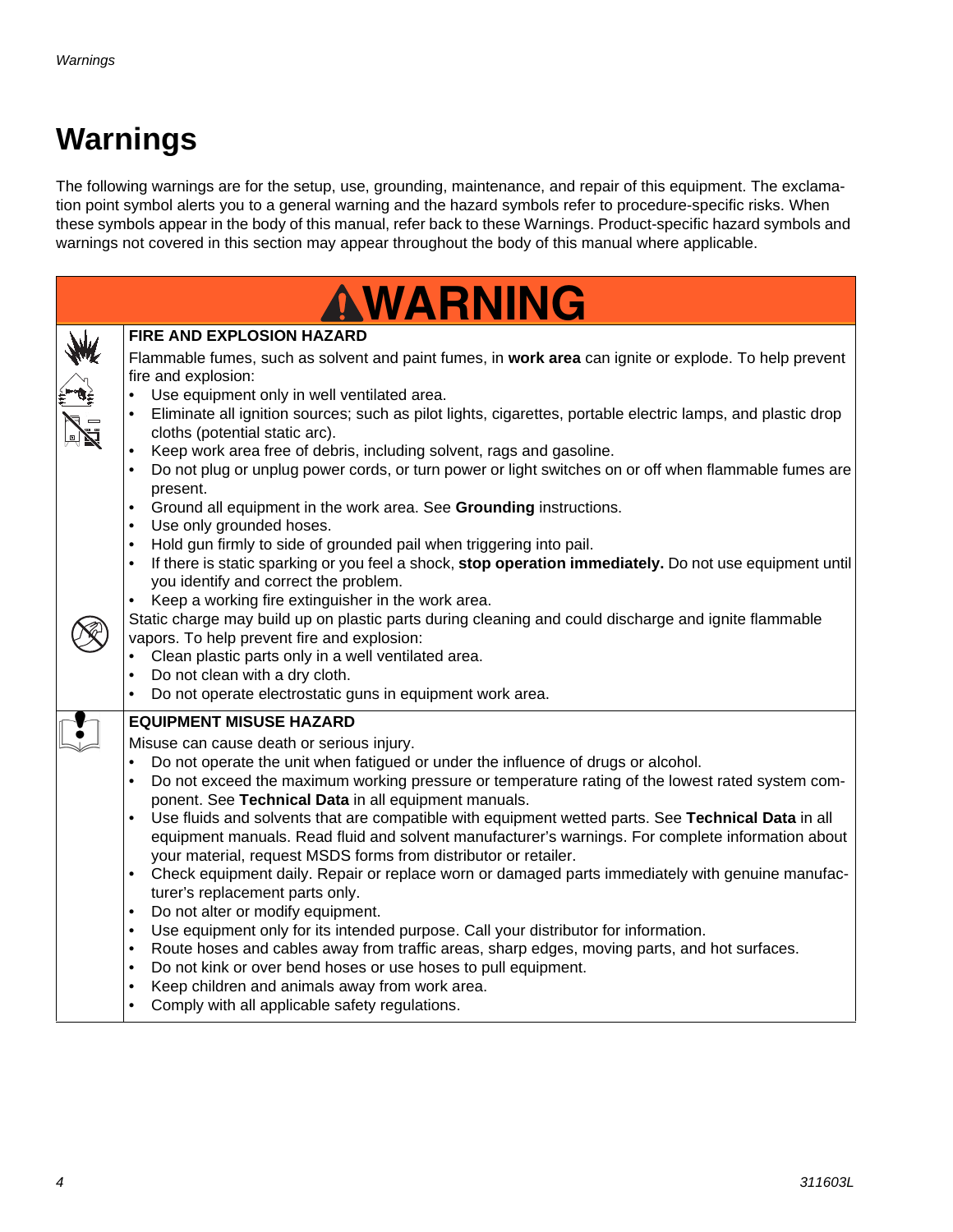# Warnings

The following warnings are for the setup, use, grounding, maintenance, and repair of this equipment. The exclamation point symbol alerts you to a general warning and the hazard symbols refer to procedure-specific risks. When these symbols appear in the body of this manual, refer back to these Warnings. Product-specific hazard symbols and warnings not covered in this section may appear throughout the body of this manual where applicable.

## ⚠WARNING

### FIRE AND EXPLOSION HAZARD

Flammable fumes, such as solvent and paint fumes, in **work area** can ignite or explode. To help prevent fire and explosion:

- Use equipment only in well ventilated area.
- Eliminate all ignition sources; such as pilot lights, cigarettes, portable electric lamps, and plastic drop cloths (potential static arc).
- Keep work area free of debris, including solvent, rags and gasoline.
- Do not plug or unplug power cords, or turn power or light switches on or off when flammable fumes are present.
- Ground all equipment in the work area. See **Grounding** instructions.
- Use only grounded hoses.
- Hold gun firmly to side of grounded pail when triggering into pail.
- If there is static sparking or you feel a shock, **stop operation immediately.** Do not use equipment until you identify and correct the problem.
- Keep a working fire extinguisher in the work area.

Static charge may build up on plastic parts during cleaning and could discharge and ignite flammable vapors. To help prevent fire and explosion:

- Clean plastic parts only in a well ventilated area.
- Do not clean with a dry cloth.
- Do not operate electrostatic guns in equipment work area.

### EQUIPMENT MISUSE HAZARD

Misuse can cause death or serious injury.

- Do not operate the unit when fatigued or under the influence of drugs or alcohol.
- Do not exceed the maximum working pressure or temperature rating of the lowest rated system component. See **Technical Data** in all equipment manuals.
- Use fluids and solvents that are compatible with equipment wetted parts. See **Technical Data** in all equipment manuals. Read fluid and solvent manufacturer's warnings. For complete information about your material, request MSDS forms from distributor or retailer.
- Check equipment daily. Repair or replace worn or damaged parts immediately with genuine manufacturer's replacement parts only.
- Do not alter or modify equipment.
- Use equipment only for its intended purpose. Call your distributor for information.
- Route hoses and cables away from traffic areas, sharp edges, moving parts, and hot surfaces.
- Do not kink or over bend hoses or use hoses to pull equipment.
- Keep children and animals away from work area.
- Comply with all applicable safety regulations.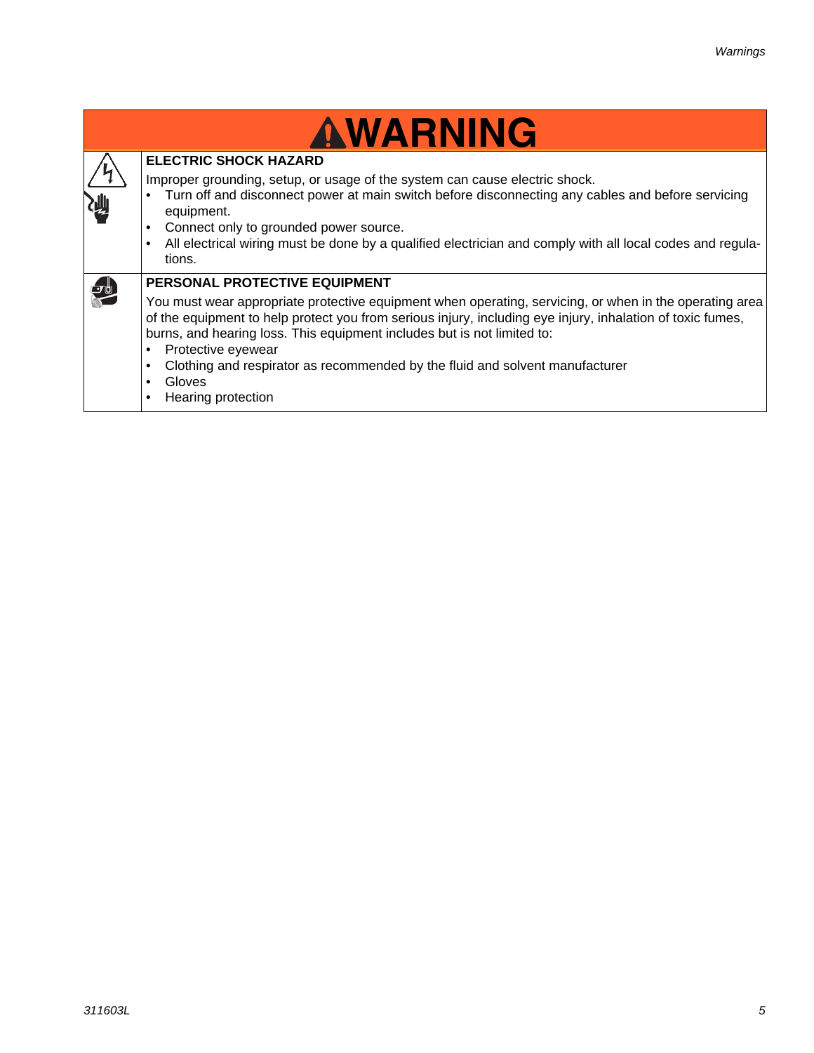# ⚠WARNING

### ELECTRIC SHOCK HAZARD

Improper grounding, setup, or usage of the system can cause electric shock.

- Turn off and disconnect power at main switch before disconnecting any cables and before servicing equipment.
- Connect only to grounded power source.
- All electrical wiring must be done by a qualified electrician and comply with all local codes and regulations.

### PERSONAL PROTECTIVE EQUIPMENT

You must wear appropriate protective equipment when operating, servicing, or when in the operating area of the equipment to help protect you from serious injury, including eye injury, inhalation of toxic fumes, burns, and hearing loss. This equipment includes but is not limited to:

- Protective eyewear
- Clothing and respirator as recommended by the fluid and solvent manufacturer
- Gloves
- Hearing protection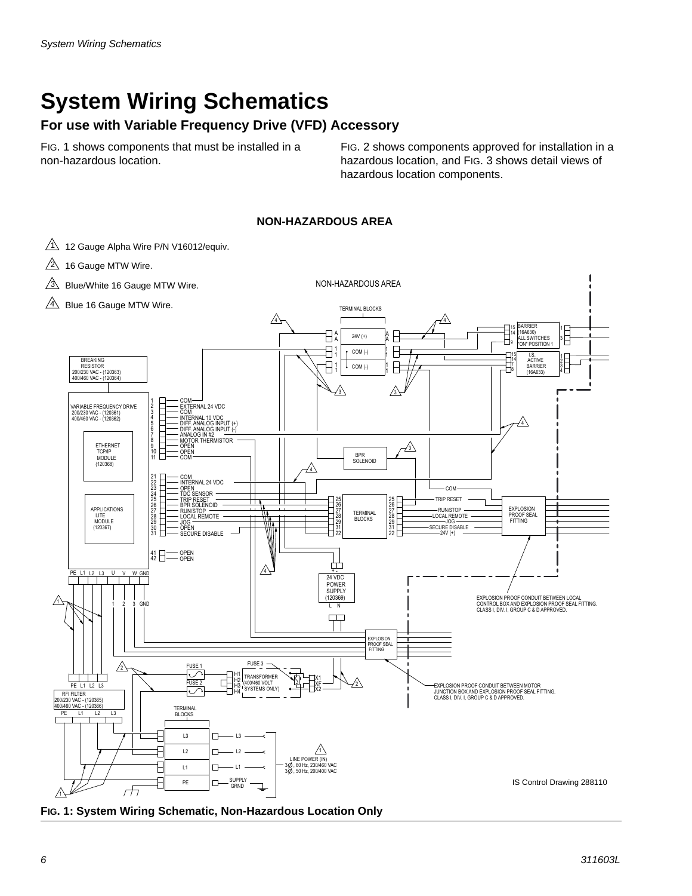// System Wiring Schematics

# System Wiring Schematics

## For use with Variable Frequency Drive (VFD) Accessory

FIG. 1 shows components that must be installed in a non-hazardous location.

FIG. 2 shows components approved for installation in a hazardous location, and FIG. 3 shows detail views of hazardous location components.

**NON-HAZARDOUS AREA**

1. 12 Gauge Alpha Wire P/N V16012/equiv.
2. 16 Gauge MTW Wire.
3. Blue/White 16 Gauge MTW Wire.
4. Blue 16 Gauge MTW Wire.

NON-HAZARDOUS AREA

TERMINAL BLOCKS

24V (+)
COM (-)
COM (-)

BARRIER (16A630) ALL SWITCHES "ON" POSITION 1

I.S. ACTIVE BARRIER (16A633)

BREAKING RESISTOR
200/230 VAC - (120363)
400/460 VAC - (120364)

VARIABLE FREQUENCY DRIVE
200/230 VAC - (120361)
400/460 VAC - (120362)

ETHERNET TCP/IP MODULE (120368)

APPLICATIONS LITE MODULE (120367)

1 COM
2 EXTERNAL 24 VDC
3 COM
4 INTERNAL 10 VDC
5 DIFF. ANALOG INPUT (+)
6 DIFF. ANALOG INPUT (-)
7 ANALOG IN #2
8 MOTOR THERMISTOR
9 OPEN
10 OPEN
11 COM

21 COM
22 INTERNAL 24 VDC
23 OPEN
24 TDC SENSOR
25 TRIP RESET
26 BPR SOLENOID
27 RUN/STOP
28 LOCAL REMOTE
29 JOG
30 OPEN
31 SECURE DISABLE

41 OPEN
42 OPEN

BPR SOLENOID

TERMINAL BLOCKS

COM
TRIP RESET
RUN/STOP
LOCAL REMOTE
JOG
SECURE DISABLE
24V (+)

EXPLOSION PROOF SEAL FITTING

24 VDC POWER SUPPLY (120369)

EXPLOSION PROOF CONDUIT BETWEEN LOCAL CONTROL BOX AND EXPLOSION PROOF SEAL FITTING. CLASS I, DIV. I, GROUP C & D APPROVED.

EXPLOSION PROOF SEAL FITTING

FUSE 1
FUSE 2
FUSE 3

TRANSFORMER (400/460 VOLT SYSTEMS ONLY)

EXPLOSION PROOF CONDUIT BETWEEN MOTOR JUNCTION BOX AND EXPLOSION PROOF SEAL FITTING. CLASS I, DIV. I, GROUP C & D APPROVED.

RFI FILTER
200/230 VAC - (120365)
400/460 VAC - (120366)

TERMINAL BLOCKS

L3
L2
L1
PE

SUPPLY GRND

LINE POWER (IN)
3Ø, 60 Hz, 230/460 VAC
3Ø, 50 Hz, 200/400 VAC

IS Control Drawing 288110

**FIG. 1: System Wiring Schematic, Non-Hazardous Location Only**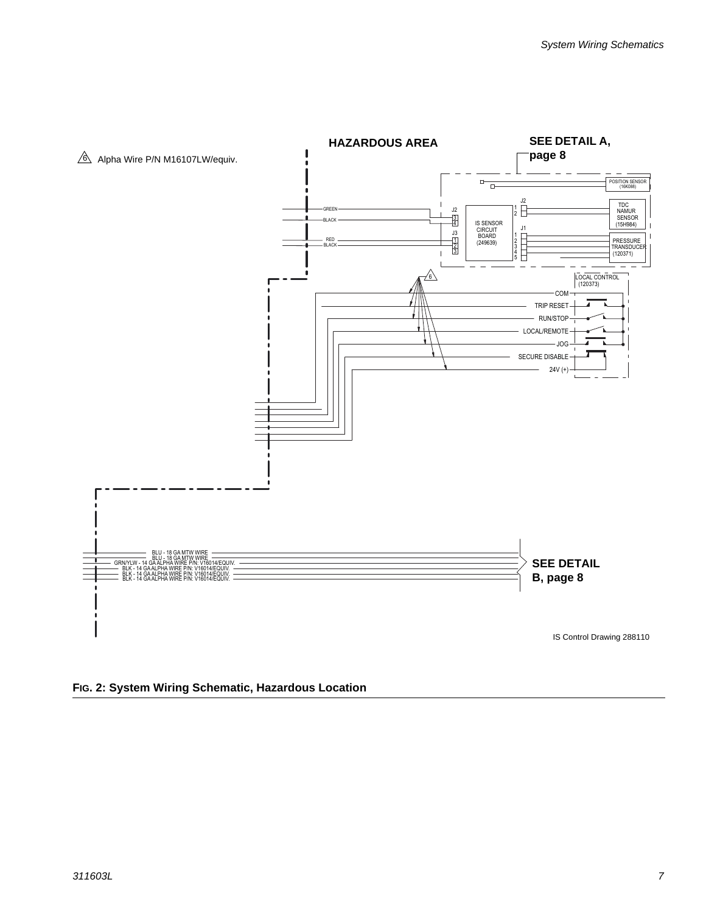6 Alpha Wire P/N M16107LW/equiv.

HAZARDOUS AREA

SEE DETAIL A, page 8

POSITION SENSOR (16K086)

TDC NAMUR SENSOR (15H984)

PRESSURE TRANSDUCER (120371)

IS SENSOR CIRCUIT BOARD (249639)

J2
3
4

J3
1
2
3

J2
1
2

J1
1
2
3
4
5

GREEN
BLACK
RED
BLACK

6

LOCAL CONTROL (120373)

COM
TRIP RESET
RUN/STOP
LOCAL/REMOTE
JOG
SECURE DISABLE
24V (+)

BLU - 18 GA MTW WIRE
BLU - 18 GA MTW WIRE
GRN/YLW - 14 GA ALPHA WIRE P/N: V16014/EQUIV.
BLK - 14 GA ALPHA WIRE P/N: V16014/EQUIV.
BLK - 14 GA ALPHA WIRE P/N: V16014/EQUIV.
BLK - 14 GA ALPHA WIRE P/N: V16014/EQUIV.

SEE DETAIL B, page 8

IS Control Drawing 288110

**FIG. 2: System Wiring Schematic, Hazardous Location**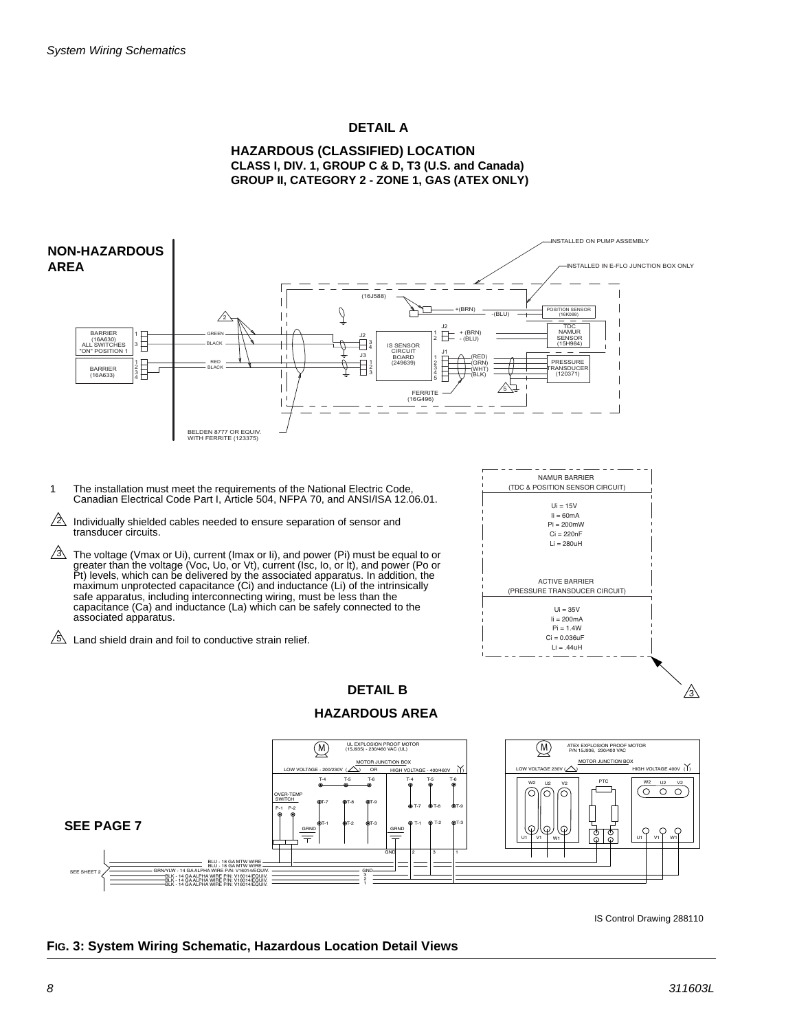## DETAIL A

**HAZARDOUS (CLASSIFIED) LOCATION**
**CLASS I, DIV. 1, GROUP C & D, T3 (U.S. and Canada)**
**GROUP II, CATEGORY 2 - ZONE 1, GAS (ATEX ONLY)**

**NON-HAZARDOUS AREA**

INSTALLED ON PUMP ASSEMBLY
INSTALLED IN E-FLO JUNCTION BOX ONLY
(16J588)
+(BRN)
-(BLU)
POSITION SENSOR (16K088)
BARRIER (16A630) ALL SWITCHES "ON" POSITION 1
BARRIER (16A633)
GREEN
BLACK
RED
BLACK
J2
J3
IS SENSOR CIRCUIT BOARD (249639)
J2
+ (BRN)
- (BLU)
TDC NAMUR SENSOR (15H984)
J1
(RED)
(GRN)
(WHT)
(BLK)
PRESSURE TRANSDUCER (120371)
FERRITE (16G496)
BELDEN 8777 OR EQUIV. WITH FERRITE (123375)

1 The installation must meet the requirements of the National Electric Code, Canadian Electrical Code Part I, Article 504, NFPA 70, and ANSI/ISA 12.06.01.

2 Individually shielded cables needed to ensure separation of sensor and transducer circuits.

3 The voltage (Vmax or Ui), current (Imax or Ii), and power (Pi) must be equal to or greater than the voltage (Voc, Uo, or Vt), current (Isc, Io, or It), and power (Po or Pt) levels, which can be delivered by the associated apparatus. In addition, the maximum unprotected capacitance (Ci) and inductance (Li) of the intrinsically safe apparatus, including interconnecting wiring, must be less than the capacitance (Ca) and inductance (La) which can be safely connected to the associated apparatus.

5 Land shield drain and foil to conductive strain relief.

NAMUR BARRIER
(TDC & POSITION SENSOR CIRCUIT)

Ui = 15V
Ii = 60mA
Pi = 200mW
Ci = 220nF
Li = 280uH

ACTIVE BARRIER
(PRESSURE TRANSDUCER CIRCUIT)

Ui = 35V
Ii = 200mA
Pi = 1.4W
Ci = 0.036uF
Li = .44uH

## DETAIL B

**HAZARDOUS AREA**

**SEE PAGE 7**

UL EXPLOSION PROOF MOTOR (15J935) - 230/460 VAC (UL)
MOTOR JUNCTION BOX
LOW VOLTAGE - 200/230V OR HIGH VOLTAGE - 400/460V
OVER-TEMP SWITCH
P-1 P-2
T-4 T-5 T-6 T-7 T-8 T-9 T-1 T-2 T-3
GRND
GND 2 3 1

ATEX EXPLOSION PROOF MOTOR P/N 15J936, 230/400 VAC
MOTOR JUNCTION BOX
LOW VOLTAGE 230V
HIGH VOLTAGE 400V
W2 U2 V2 U1 V1 W1
PTC

SEE SHEET 2
BLU - 18 GA MTW WIRE
BLU - 18 GA MTW WIRE
GRN/YLW - 14 GA ALPHA WIRE P/N: V16014/EQUIV.
BLK - 14 GA ALPHA WIRE P/N: V16014/EQUIV.
BLK - 14 GA ALPHA WIRE P/N: V16014/EQUIV.
BLK - 14 GA ALPHA WIRE P/N: V16014/EQUIV.
GND
3
2
1

IS Control Drawing 288110

**FIG. 3: System Wiring Schematic, Hazardous Location Detail Views**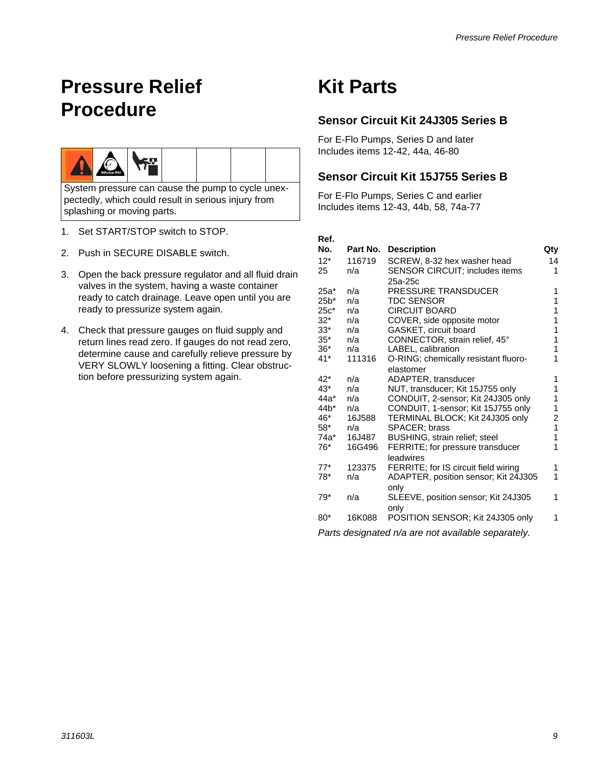# Pressure Relief Procedure

System pressure can cause the pump to cycle unexpectedly, which could result in serious injury from splashing or moving parts.

1. Set START/STOP switch to STOP.
2. Push in SECURE DISABLE switch.
3. Open the back pressure regulator and all fluid drain valves in the system, having a waste container ready to catch drainage. Leave open until you are ready to pressurize system again.
4. Check that pressure gauges on fluid supply and return lines read zero. If gauges do not read zero, determine cause and carefully relieve pressure by VERY SLOWLY loosening a fitting. Clear obstruction before pressurizing system again.

# Kit Parts

## Sensor Circuit Kit 24J305 Series B

For E-Flo Pumps, Series D and later
Includes items 12-42, 44a, 46-80

## Sensor Circuit Kit 15J755 Series B

For E-Flo Pumps, Series C and earlier
Includes items 12-43, 44b, 58, 74a-77

| Ref. No. | Part No. | Description | Qty |
| --- | --- | --- | --- |
| 12* | 116719 | SCREW, 8-32 hex washer head | 14 |
| 25 | n/a | SENSOR CIRCUIT; includes items 25a-25c | 1 |
| 25a* | n/a | PRESSURE TRANSDUCER | 1 |
| 25b* | n/a | TDC SENSOR | 1 |
| 25c* | n/a | CIRCUIT BOARD | 1 |
| 32* | n/a | COVER, side opposite motor | 1 |
| 33* | n/a | GASKET, circuit board | 1 |
| 35* | n/a | CONNECTOR, strain relief, 45° | 1 |
| 36* | n/a | LABEL, calibration | 1 |
| 41* | 111316 | O-RING; chemically resistant fluoroelastomer | 1 |
| 42* | n/a | ADAPTER, transducer | 1 |
| 43* | n/a | NUT, transducer; Kit 15J755 only | 1 |
| 44a* | n/a | CONDUIT, 2-sensor; Kit 24J305 only | 1 |
| 44b* | n/a | CONDUIT, 1-sensor; Kit 15J755 only | 1 |
| 46* | 16J588 | TERMINAL BLOCK; Kit 24J305 only | 2 |
| 58* | n/a | SPACER; brass | 1 |
| 74a* | 16J487 | BUSHING, strain relief; steel | 1 |
| 76* | 16G496 | FERRITE; for pressure transducer leadwires | 1 |
| 77* | 123375 | FERRITE; for IS circuit field wiring | 1 |
| 78* | n/a | ADAPTER, position sensor; Kit 24J305 only | 1 |
| 79* | n/a | SLEEVE, position sensor; Kit 24J305 only | 1 |
| 80* | 16K088 | POSITION SENSOR; Kit 24J305 only | 1 |

*Parts designated n/a are not available separately.*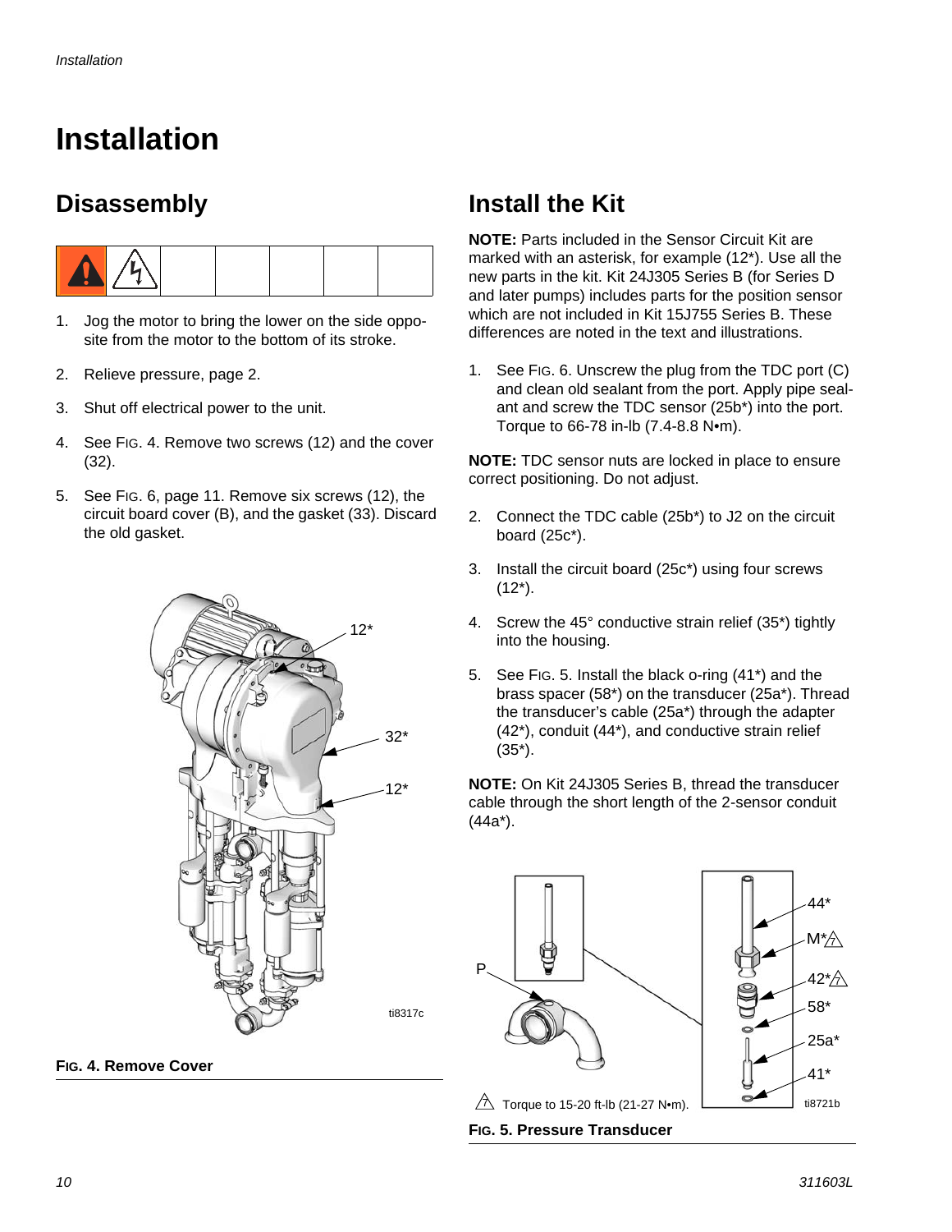# Installation

## Disassembly

1. Jog the motor to bring the lower on the side opposite from the motor to the bottom of its stroke.
2. Relieve pressure, page 2.
3. Shut off electrical power to the unit.
4. See FIG. 4. Remove two screws (12) and the cover (32).
5. See FIG. 6, page 11. Remove six screws (12), the circuit board cover (B), and the gasket (33). Discard the old gasket.

12*

32*

12*

ti8317c

**FIG. 4. Remove Cover**

## Install the Kit

**NOTE:** Parts included in the Sensor Circuit Kit are marked with an asterisk, for example (12*). Use all the new parts in the kit. Kit 24J305 Series B (for Series D and later pumps) includes parts for the position sensor which are not included in Kit 15J755 Series B. These differences are noted in the text and illustrations.

1. See FIG. 6. Unscrew the plug from the TDC port (C) and clean old sealant from the port. Apply pipe sealant and screw the TDC sensor (25b*) into the port. Torque to 66-78 in-lb (7.4-8.8 N•m).

**NOTE:** TDC sensor nuts are locked in place to ensure correct positioning. Do not adjust.

2. Connect the TDC cable (25b*) to J2 on the circuit board (25c*).
3. Install the circuit board (25c*) using four screws (12*).
4. Screw the 45° conductive strain relief (35*) tightly into the housing.
5. See FIG. 5. Install the black o-ring (41*) and the brass spacer (58*) on the transducer (25a*). Thread the transducer's cable (25a*) through the adapter (42*), conduit (44*), and conductive strain relief (35*).

**NOTE:** On Kit 24J305 Series B, thread the transducer cable through the short length of the 2-sensor conduit (44a*).

P

44*

M* 7

42* 7

58*

25a*

41*

ti8721b

7 Torque to 15-20 ft-lb (21-27 N•m).

**FIG. 5. Pressure Transducer**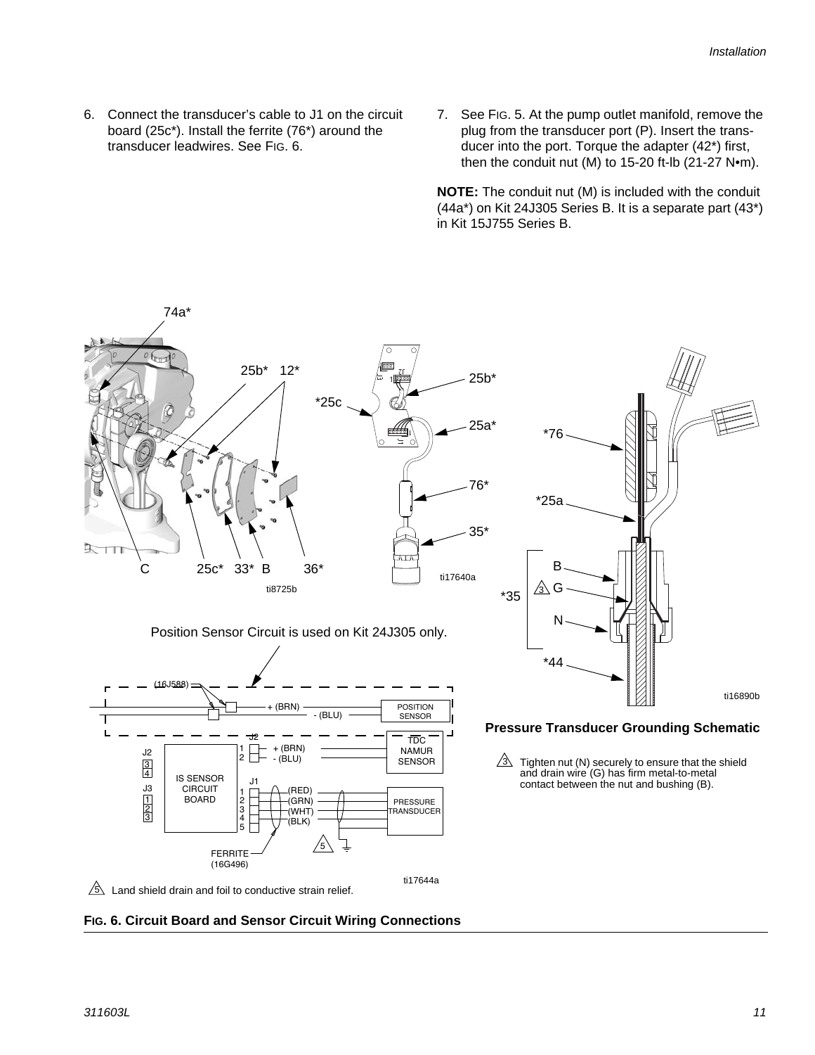6. Connect the transducer's cable to J1 on the circuit board (25c*). Install the ferrite (76*) around the transducer leadwires. See FIG. 6.

7. See FIG. 5. At the pump outlet manifold, remove the plug from the transducer port (P). Insert the transducer into the port. Torque the adapter (42*) first, then the conduit nut (M) to 15-20 ft-lb (21-27 N•m).

**NOTE:** The conduit nut (M) is included with the conduit (44a*) on Kit 24J305 Series B. It is a separate part (43*) in Kit 15J755 Series B.

74a*
25b* 12*
C 25c* 33* B 36*
ti8725b

*25c
25b*
25a*
76*
35*
ti17640a

*76
*25a
B
G
N
*35
*44
ti16890b

**Pressure Transducer Grounding Schematic**

3 Tighten nut (N) securely to ensure that the shield and drain wire (G) has firm metal-to-metal contact between the nut and bushing (B).

Position Sensor Circuit is used on Kit 24J305 only.

(16J588)
+ (BRN)
- (BLU)
POSITION SENSOR
J2
1
2
+ (BRN)
- (BLU)
TDC NAMUR SENSOR
J2
3
4
J3
1
2
3
IS SENSOR CIRCUIT BOARD
J1
1
2
3
4
5
(RED)
(GRN)
(WHT)
(BLK)
PRESSURE TRANSDUCER
FERRITE (16G496)
ti17644a

5 Land shield drain and foil to conductive strain relief.

**FIG. 6. Circuit Board and Sensor Circuit Wiring Connections**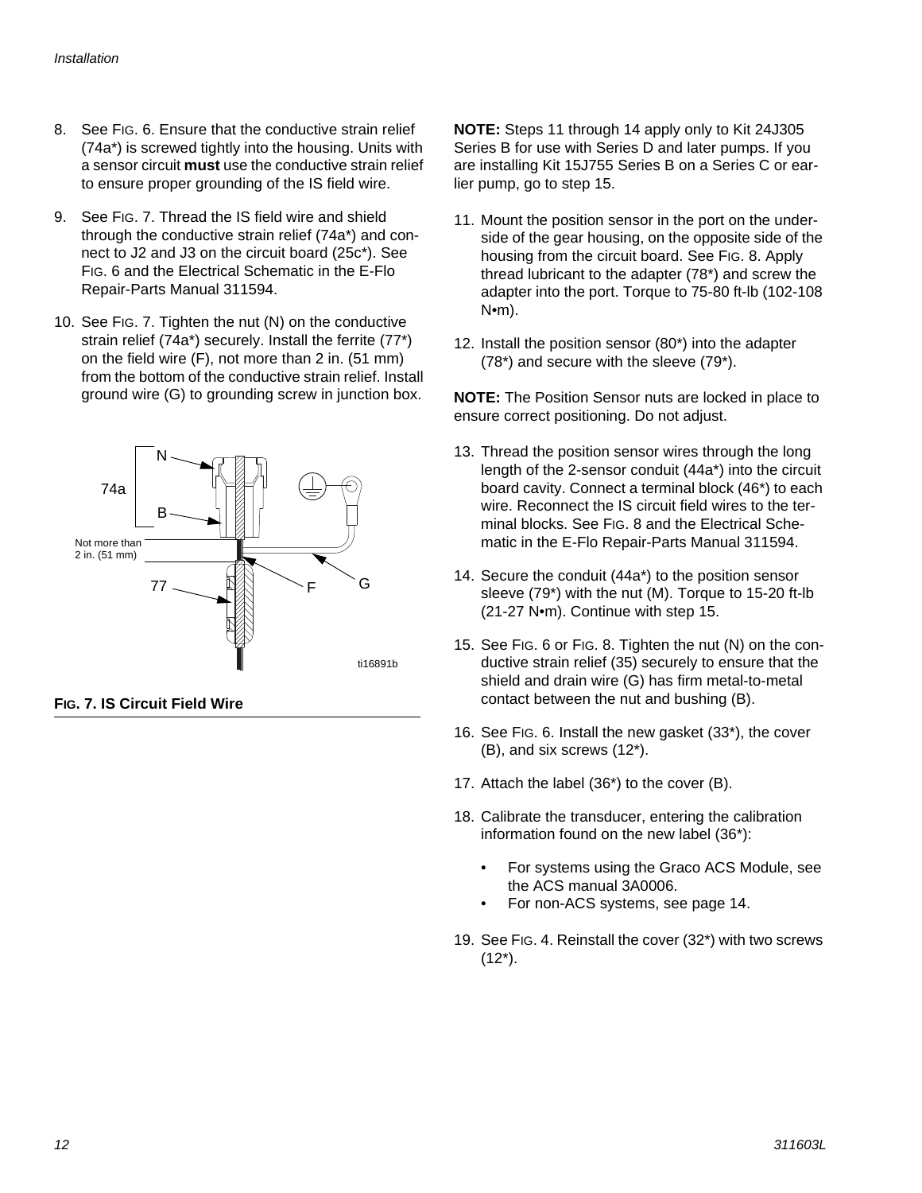8. See FIG. 6. Ensure that the conductive strain relief (74a*) is screwed tightly into the housing. Units with a sensor circuit **must** use the conductive strain relief to ensure proper grounding of the IS field wire.
9. See FIG. 7. Thread the IS field wire and shield through the conductive strain relief (74a*) and connect to J2 and J3 on the circuit board (25c*). See FIG. 6 and the Electrical Schematic in the E-Flo Repair-Parts Manual 311594.
10. See FIG. 7. Tighten the nut (N) on the conductive strain relief (74a*) securely. Install the ferrite (77*) on the field wire (F), not more than 2 in. (51 mm) from the bottom of the conductive strain relief. Install ground wire (G) to grounding screw in junction box.

N
74a
B
Not more than 2 in. (51 mm)
77
F
G
ti16891b

**FIG. 7. IS Circuit Field Wire**

**NOTE:** Steps 11 through 14 apply only to Kit 24J305 Series B for use with Series D and later pumps. If you are installing Kit 15J755 Series B on a Series C or earlier pump, go to step 15.

11. Mount the position sensor in the port on the underside of the gear housing, on the opposite side of the housing from the circuit board. See FIG. 8. Apply thread lubricant to the adapter (78*) and screw the adapter into the port. Torque to 75-80 ft-lb (102-108 N•m).
12. Install the position sensor (80*) into the adapter (78*) and secure with the sleeve (79*).

**NOTE:** The Position Sensor nuts are locked in place to ensure correct positioning. Do not adjust.

13. Thread the position sensor wires through the long length of the 2-sensor conduit (44a*) into the circuit board cavity. Connect a terminal block (46*) to each wire. Reconnect the IS circuit field wires to the terminal blocks. See FIG. 8 and the Electrical Schematic in the E-Flo Repair-Parts Manual 311594.
14. Secure the conduit (44a*) to the position sensor sleeve (79*) with the nut (M). Torque to 15-20 ft-lb (21-27 N•m). Continue with step 15.
15. See FIG. 6 or FIG. 8. Tighten the nut (N) on the conductive strain relief (35) securely to ensure that the shield and drain wire (G) has firm metal-to-metal contact between the nut and bushing (B).
16. See FIG. 6. Install the new gasket (33*), the cover (B), and six screws (12*).
17. Attach the label (36*) to the cover (B).
18. Calibrate the transducer, entering the calibration information found on the new label (36*):
    - For systems using the Graco ACS Module, see the ACS manual 3A0006.
    - For non-ACS systems, see page 14.
19. See FIG. 4. Reinstall the cover (32*) with two screws (12*).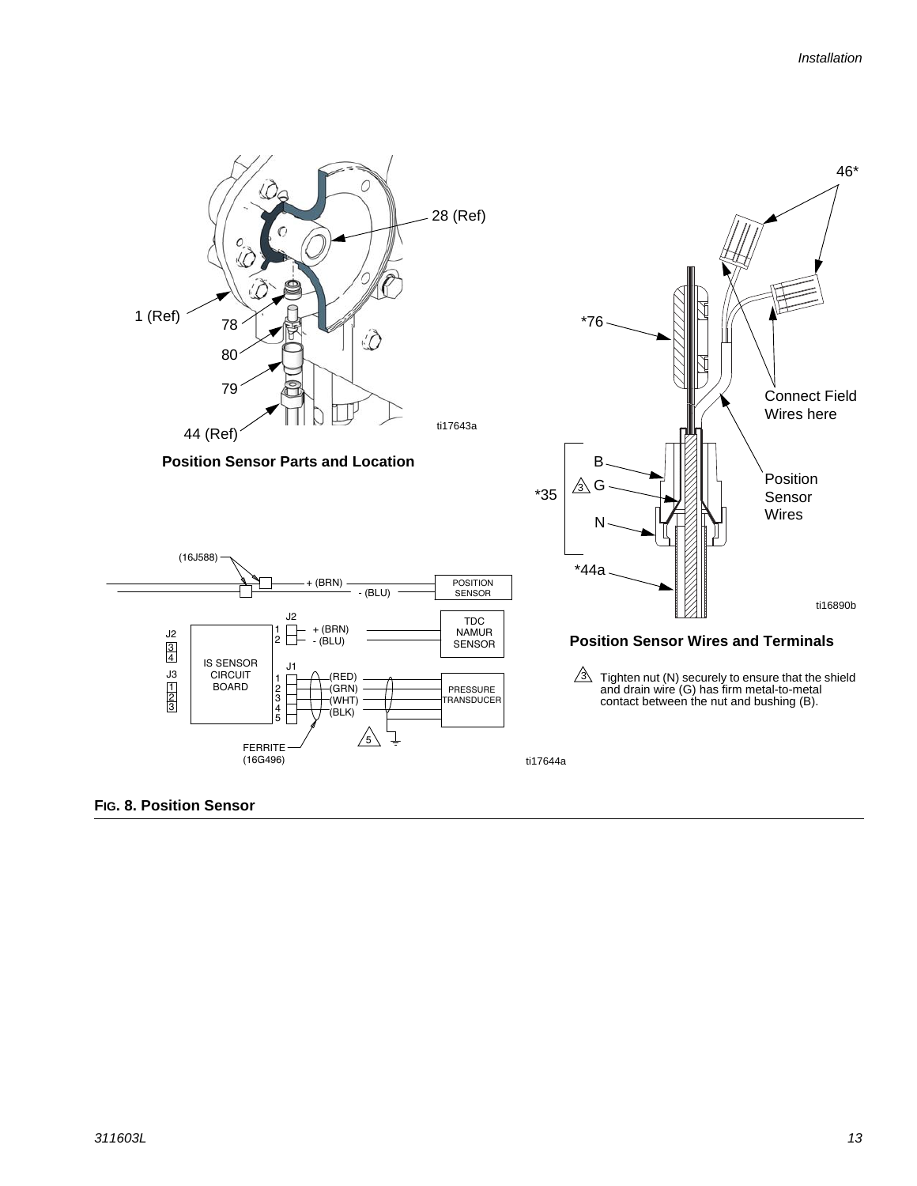1 (Ref)

78

80

79

44 (Ref)

28 (Ref)

ti17643a

**Position Sensor Parts and Location**

46*

*76

Connect Field Wires here

Position Sensor Wires

*35

B

G

N

*44a

ti16890b

**Position Sensor Wires and Terminals**

3 Tighten nut (N) securely to ensure that the shield and drain wire (G) has firm metal-to-metal contact between the nut and bushing (B).

(16J588)

+ (BRN)

- (BLU)

POSITION SENSOR

J2

1

2

+ (BRN)

- (BLU)

TDC NAMUR SENSOR

J2

3

4

J3

1

2

3

IS SENSOR CIRCUIT BOARD

J1

1

2

3

4

5

(RED)

(GRN)

(WHT)

(BLK)

PRESSURE TRANSDUCER

5

FERRITE (16G496)

ti17644a

**FIG. 8. Position Sensor**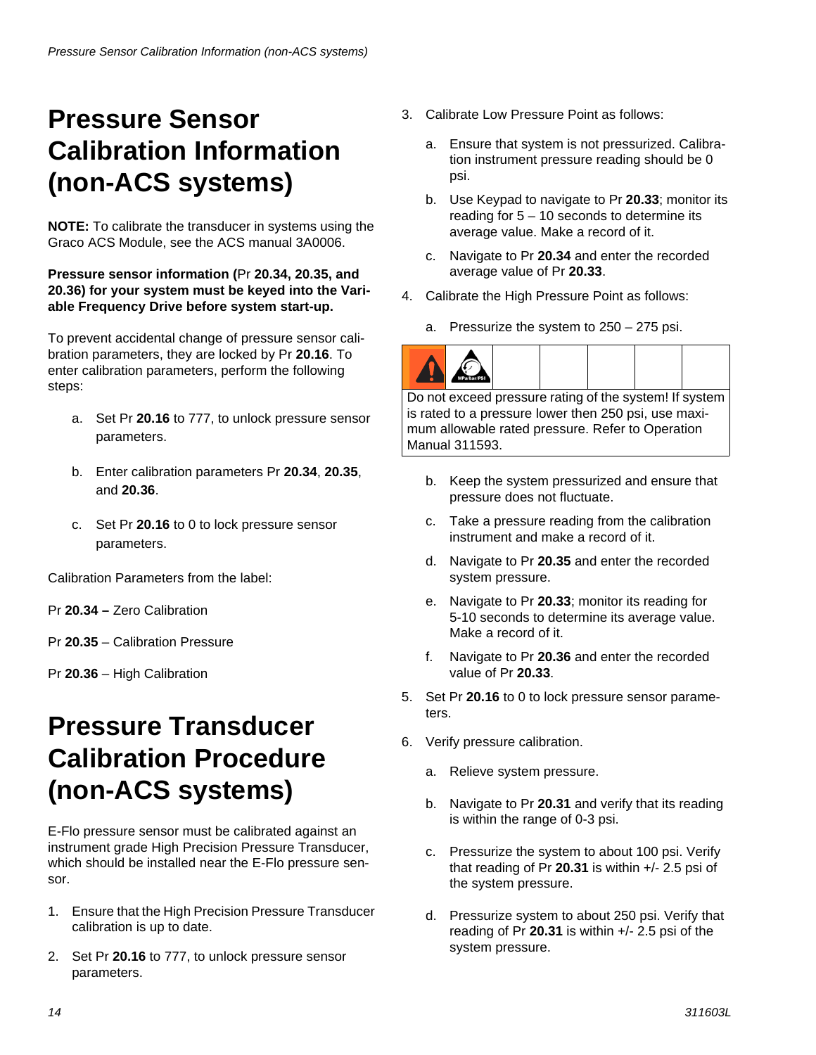# Pressure Sensor Calibration Information (non-ACS systems)

**NOTE:** To calibrate the transducer in systems using the Graco ACS Module, see the ACS manual 3A0006.

**Pressure sensor information (**Pr **20.34, 20.35, and 20.36) for your system must be keyed into the Variable Frequency Drive before system start-up.**

To prevent accidental change of pressure sensor calibration parameters, they are locked by Pr **20.16**. To enter calibration parameters, perform the following steps:

a. Set Pr **20.16** to 777, to unlock pressure sensor parameters.

b. Enter calibration parameters Pr **20.34**, **20.35**, and **20.36**.

c. Set Pr **20.16** to 0 to lock pressure sensor parameters.

Calibration Parameters from the label:

Pr **20.34 –** Zero Calibration

Pr **20.35** – Calibration Pressure

Pr **20.36** – High Calibration

# Pressure Transducer Calibration Procedure (non-ACS systems)

E-Flo pressure sensor must be calibrated against an instrument grade High Precision Pressure Transducer, which should be installed near the E-Flo pressure sensor.

1. Ensure that the High Precision Pressure Transducer calibration is up to date.
2. Set Pr **20.16** to 777, to unlock pressure sensor parameters.
3. Calibrate Low Pressure Point as follows:
   a. Ensure that system is not pressurized. Calibration instrument pressure reading should be 0 psi.
   b. Use Keypad to navigate to Pr **20.33**; monitor its reading for 5 – 10 seconds to determine its average value. Make a record of it.
   c. Navigate to Pr **20.34** and enter the recorded average value of Pr **20.33**.
4. Calibrate the High Pressure Point as follows:
   a. Pressurize the system to 250 – 275 psi.

   Do not exceed pressure rating of the system! If system is rated to a pressure lower then 250 psi, use maximum allowable rated pressure. Refer to Operation Manual 311593.

   b. Keep the system pressurized and ensure that pressure does not fluctuate.
   c. Take a pressure reading from the calibration instrument and make a record of it.
   d. Navigate to Pr **20.35** and enter the recorded system pressure.
   e. Navigate to Pr **20.33**; monitor its reading for 5-10 seconds to determine its average value. Make a record of it.
   f. Navigate to Pr **20.36** and enter the recorded value of Pr **20.33**.
5. Set Pr **20.16** to 0 to lock pressure sensor parameters.
6. Verify pressure calibration.
   a. Relieve system pressure.
   b. Navigate to Pr **20.31** and verify that its reading is within the range of 0-3 psi.
   c. Pressurize the system to about 100 psi. Verify that reading of Pr **20.31** is within +/- 2.5 psi of the system pressure.
   d. Pressurize system to about 250 psi. Verify that reading of Pr **20.31** is within +/- 2.5 psi of the system pressure.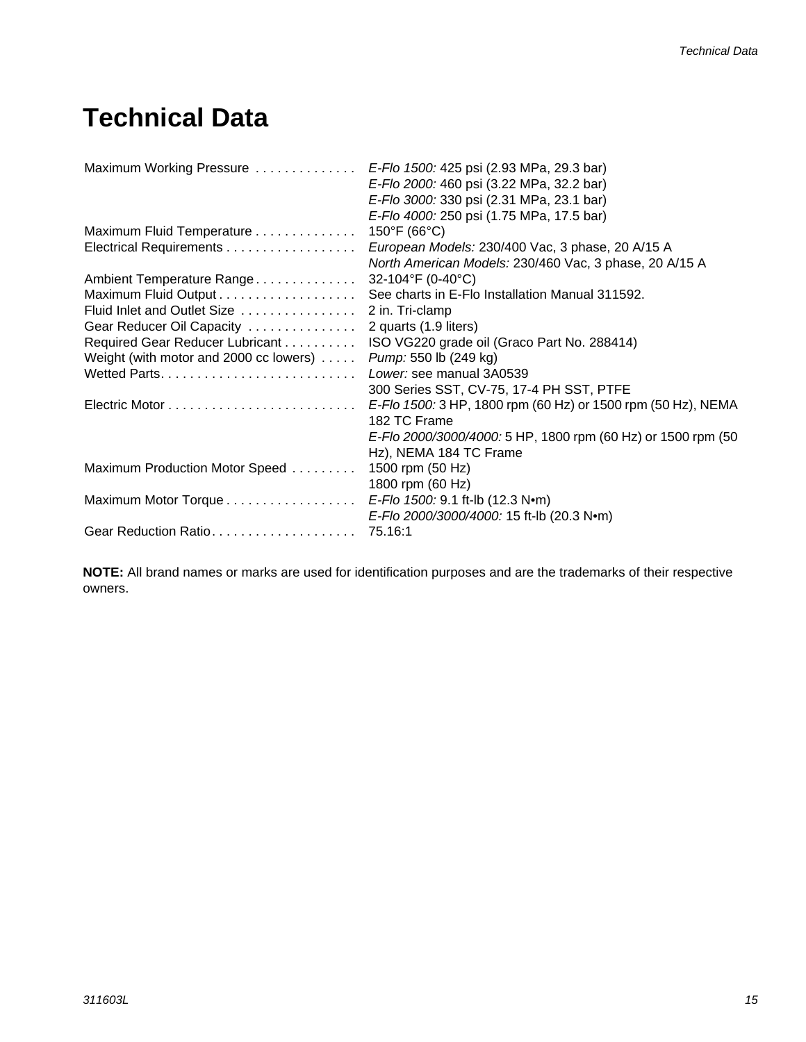# Technical Data

| | |
|---|---|
| Maximum Working Pressure | *E-Flo 1500:* 425 psi (2.93 MPa, 29.3 bar)<br>*E-Flo 2000:* 460 psi (3.22 MPa, 32.2 bar)<br>*E-Flo 3000:* 330 psi (2.31 MPa, 23.1 bar)<br>*E-Flo 4000:* 250 psi (1.75 MPa, 17.5 bar) |
| Maximum Fluid Temperature | 150°F (66°C) |
| Electrical Requirements | *European Models:* 230/400 Vac, 3 phase, 20 A/15 A<br>*North American Models:* 230/460 Vac, 3 phase, 20 A/15 A |
| Ambient Temperature Range | 32-104°F (0-40°C) |
| Maximum Fluid Output | See charts in E-Flo Installation Manual 311592. |
| Fluid Inlet and Outlet Size | 2 in. Tri-clamp |
| Gear Reducer Oil Capacity | 2 quarts (1.9 liters) |
| Required Gear Reducer Lubricant | ISO VG220 grade oil (Graco Part No. 288414) |
| Weight (with motor and 2000 cc lowers) | *Pump:* 550 lb (249 kg) |
| Wetted Parts | *Lower:* see manual 3A0539<br>300 Series SST, CV-75, 17-4 PH SST, PTFE |
| Electric Motor | *E-Flo 1500:* 3 HP, 1800 rpm (60 Hz) or 1500 rpm (50 Hz), NEMA 182 TC Frame<br>*E-Flo 2000/3000/4000:* 5 HP, 1800 rpm (60 Hz) or 1500 rpm (50 Hz), NEMA 184 TC Frame |
| Maximum Production Motor Speed | 1500 rpm (50 Hz)<br>1800 rpm (60 Hz) |
| Maximum Motor Torque | *E-Flo 1500:* 9.1 ft-lb (12.3 N•m)<br>*E-Flo 2000/3000/4000:* 15 ft-lb (20.3 N•m) |
| Gear Reduction Ratio | 75.16:1 |

**NOTE:** All brand names or marks are used for identification purposes and are the trademarks of their respective owners.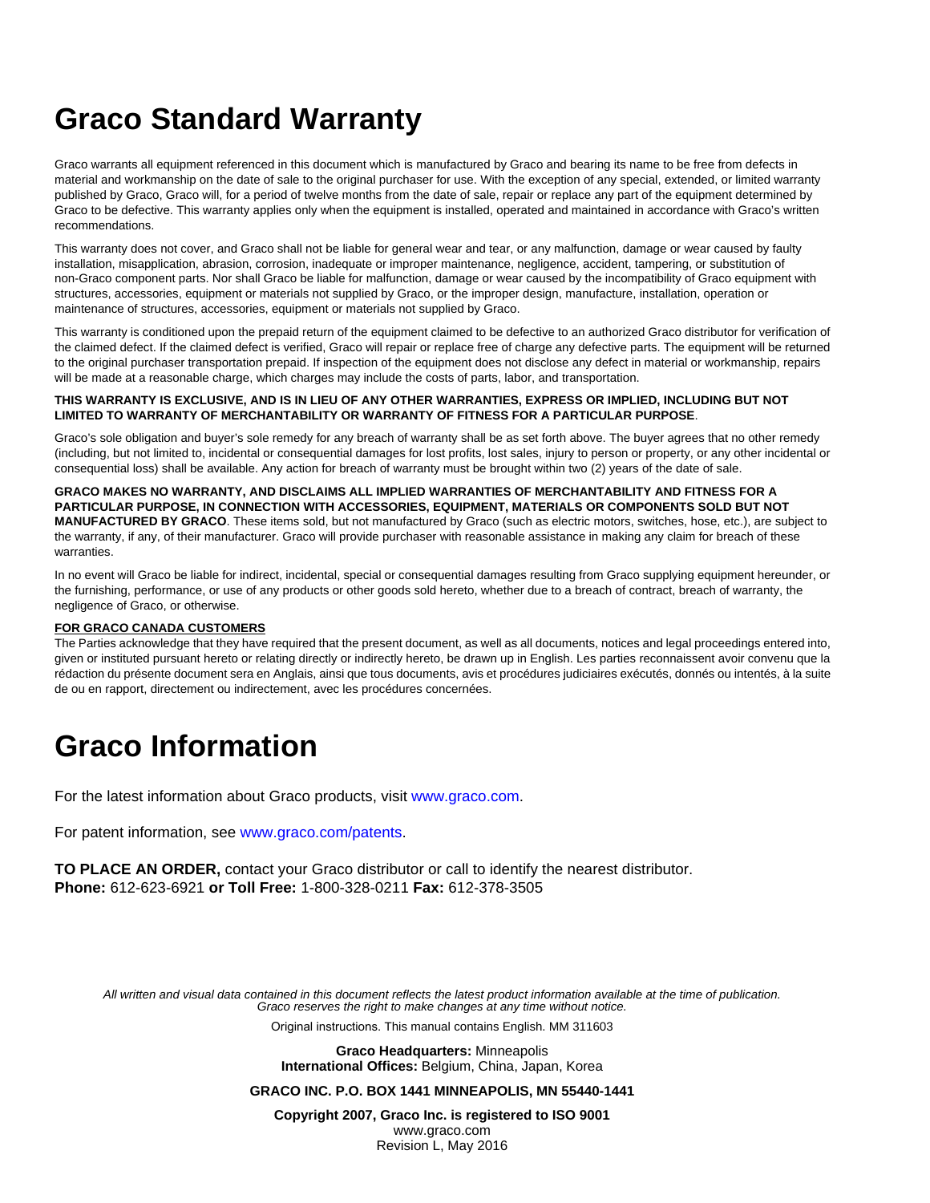# Graco Standard Warranty

Graco warrants all equipment referenced in this document which is manufactured by Graco and bearing its name to be free from defects in material and workmanship on the date of sale to the original purchaser for use. With the exception of any special, extended, or limited warranty published by Graco, Graco will, for a period of twelve months from the date of sale, repair or replace any part of the equipment determined by Graco to be defective. This warranty applies only when the equipment is installed, operated and maintained in accordance with Graco's written recommendations.

This warranty does not cover, and Graco shall not be liable for general wear and tear, or any malfunction, damage or wear caused by faulty installation, misapplication, abrasion, corrosion, inadequate or improper maintenance, negligence, accident, tampering, or substitution of non-Graco component parts. Nor shall Graco be liable for malfunction, damage or wear caused by the incompatibility of Graco equipment with structures, accessories, equipment or materials not supplied by Graco, or the improper design, manufacture, installation, operation or maintenance of structures, accessories, equipment or materials not supplied by Graco.

This warranty is conditioned upon the prepaid return of the equipment claimed to be defective to an authorized Graco distributor for verification of the claimed defect. If the claimed defect is verified, Graco will repair or replace free of charge any defective parts. The equipment will be returned to the original purchaser transportation prepaid. If inspection of the equipment does not disclose any defect in material or workmanship, repairs will be made at a reasonable charge, which charges may include the costs of parts, labor, and transportation.

**THIS WARRANTY IS EXCLUSIVE, AND IS IN LIEU OF ANY OTHER WARRANTIES, EXPRESS OR IMPLIED, INCLUDING BUT NOT LIMITED TO WARRANTY OF MERCHANTABILITY OR WARRANTY OF FITNESS FOR A PARTICULAR PURPOSE**.

Graco's sole obligation and buyer's sole remedy for any breach of warranty shall be as set forth above. The buyer agrees that no other remedy (including, but not limited to, incidental or consequential damages for lost profits, lost sales, injury to person or property, or any other incidental or consequential loss) shall be available. Any action for breach of warranty must be brought within two (2) years of the date of sale.

**GRACO MAKES NO WARRANTY, AND DISCLAIMS ALL IMPLIED WARRANTIES OF MERCHANTABILITY AND FITNESS FOR A PARTICULAR PURPOSE, IN CONNECTION WITH ACCESSORIES, EQUIPMENT, MATERIALS OR COMPONENTS SOLD BUT NOT MANUFACTURED BY GRACO**. These items sold, but not manufactured by Graco (such as electric motors, switches, hose, etc.), are subject to the warranty, if any, of their manufacturer. Graco will provide purchaser with reasonable assistance in making any claim for breach of these warranties.

In no event will Graco be liable for indirect, incidental, special or consequential damages resulting from Graco supplying equipment hereunder, or the furnishing, performance, or use of any products or other goods sold hereto, whether due to a breach of contract, breach of warranty, the negligence of Graco, or otherwise.

**FOR GRACO CANADA CUSTOMERS**

The Parties acknowledge that they have required that the present document, as well as all documents, notices and legal proceedings entered into, given or instituted pursuant hereto or relating directly or indirectly hereto, be drawn up in English. Les parties reconnaissent avoir convenu que la rédaction du présente document sera en Anglais, ainsi que tous documents, avis et procédures judiciaires exécutés, donnés ou intentés, à la suite de ou en rapport, directement ou indirectement, avec les procédures concernées.

# Graco Information

For the latest information about Graco products, visit www.graco.com.

For patent information, see www.graco.com/patents.

**TO PLACE AN ORDER,** contact your Graco distributor or call to identify the nearest distributor.
**Phone:** 612-623-6921 **or Toll Free:** 1-800-328-0211 **Fax:** 612-378-3505

*All written and visual data contained in this document reflects the latest product information available at the time of publication. Graco reserves the right to make changes at any time without notice.*

Original instructions. This manual contains English. MM 311603

**Graco Headquarters:** Minneapolis
**International Offices:** Belgium, China, Japan, Korea

**GRACO INC. P.O. BOX 1441 MINNEAPOLIS, MN 55440-1441**

**Copyright 2007, Graco Inc. is registered to ISO 9001**
www.graco.com
Revision L, May 2016